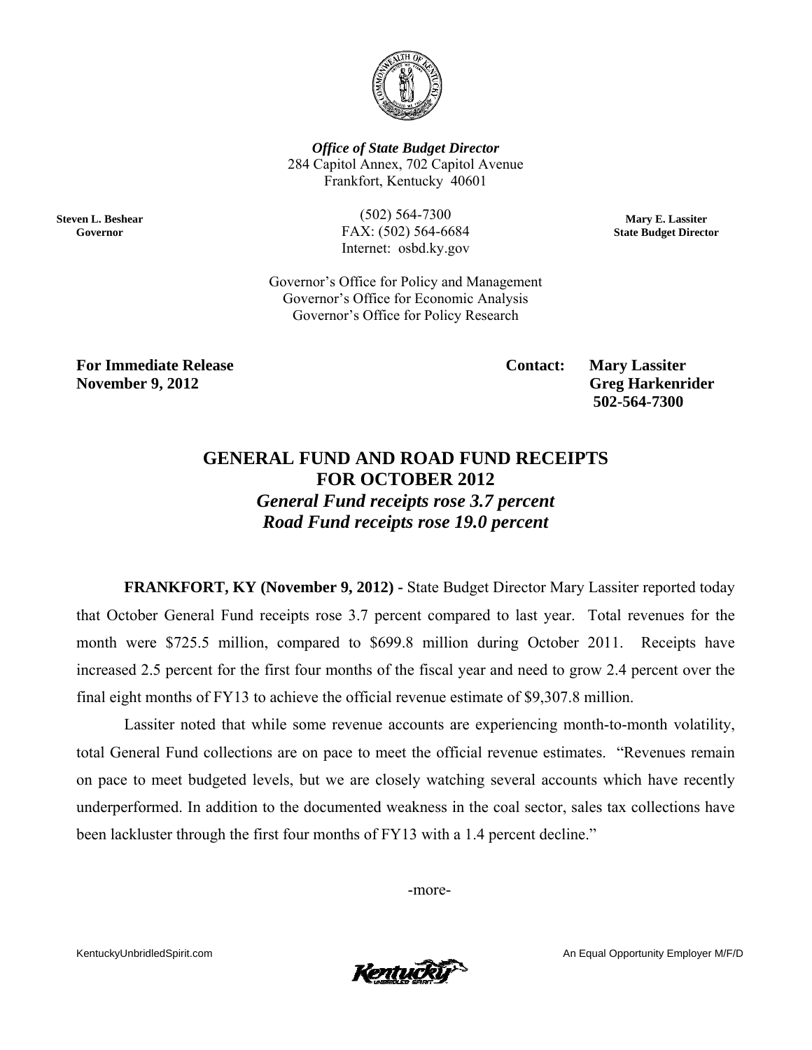**Office of State Budget Director**
284 Capitol Annex, 702 Capitol Avenue
Frankfort, Kentucky 40601

**Steven L. Beshear**
**Governor**

(502) 564-7300
FAX: (502) 564-6684
Internet: osbd.ky.gov

**Mary E. Lassiter**
**State Budget Director**

Governor's Office for Policy and Management
Governor's Office for Economic Analysis
Governor's Office for Policy Research

**For Immediate Release**
**November 9, 2012**

**Contact: Mary Lassiter**
**Greg Harkenrider**
**502-564-7300**

# GENERAL FUND AND ROAD FUND RECEIPTS FOR OCTOBER 2012

### *General Fund receipts rose 3.7 percent*
### *Road Fund receipts rose 19.0 percent*

**FRANKFORT, KY (November 9, 2012) -** State Budget Director Mary Lassiter reported today that October General Fund receipts rose 3.7 percent compared to last year. Total revenues for the month were $725.5 million, compared to $699.8 million during October 2011. Receipts have increased 2.5 percent for the first four months of the fiscal year and need to grow 2.4 percent over the final eight months of FY13 to achieve the official revenue estimate of $9,307.8 million.

Lassiter noted that while some revenue accounts are experiencing month-to-month volatility, total General Fund collections are on pace to meet the official revenue estimates. "Revenues remain on pace to meet budgeted levels, but we are closely watching several accounts which have recently underperformed. In addition to the documented weakness in the coal sector, sales tax collections have been lackluster through the first four months of FY13 with a 1.4 percent decline."

-more-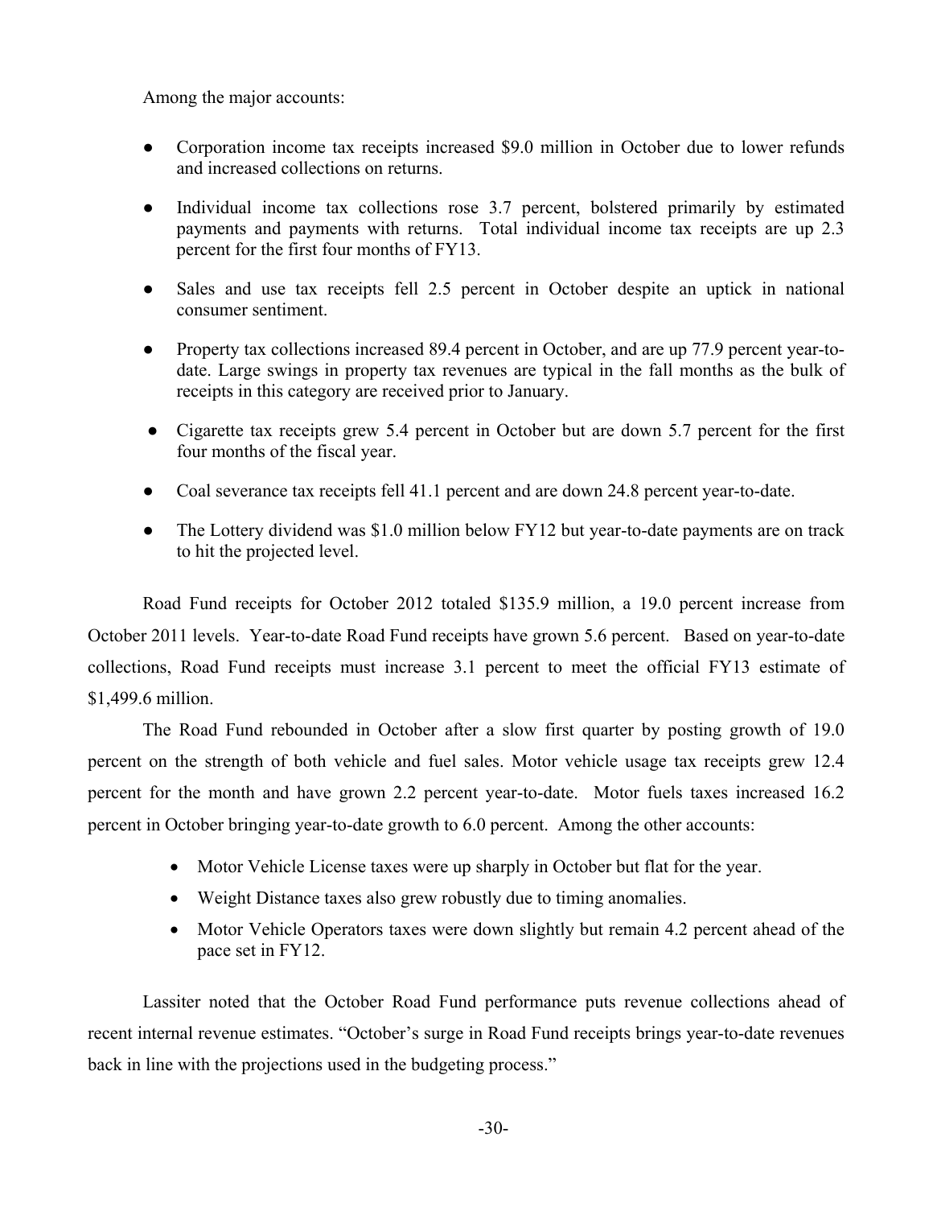Among the major accounts:

- Corporation income tax receipts increased $9.0 million in October due to lower refunds and increased collections on returns.
- Individual income tax collections rose 3.7 percent, bolstered primarily by estimated payments and payments with returns. Total individual income tax receipts are up 2.3 percent for the first four months of FY13.
- Sales and use tax receipts fell 2.5 percent in October despite an uptick in national consumer sentiment.
- Property tax collections increased 89.4 percent in October, and are up 77.9 percent year-to-date. Large swings in property tax revenues are typical in the fall months as the bulk of receipts in this category are received prior to January.
- Cigarette tax receipts grew 5.4 percent in October but are down 5.7 percent for the first four months of the fiscal year.
- Coal severance tax receipts fell 41.1 percent and are down 24.8 percent year-to-date.
- The Lottery dividend was $1.0 million below FY12 but year-to-date payments are on track to hit the projected level.

Road Fund receipts for October 2012 totaled $135.9 million, a 19.0 percent increase from October 2011 levels. Year-to-date Road Fund receipts have grown 5.6 percent. Based on year-to-date collections, Road Fund receipts must increase 3.1 percent to meet the official FY13 estimate of $1,499.6 million.

The Road Fund rebounded in October after a slow first quarter by posting growth of 19.0 percent on the strength of both vehicle and fuel sales. Motor vehicle usage tax receipts grew 12.4 percent for the month and have grown 2.2 percent year-to-date. Motor fuels taxes increased 16.2 percent in October bringing year-to-date growth to 6.0 percent. Among the other accounts:

- Motor Vehicle License taxes were up sharply in October but flat for the year.
- Weight Distance taxes also grew robustly due to timing anomalies.
- Motor Vehicle Operators taxes were down slightly but remain 4.2 percent ahead of the pace set in FY12.

Lassiter noted that the October Road Fund performance puts revenue collections ahead of recent internal revenue estimates. "October's surge in Road Fund receipts brings year-to-date revenues back in line with the projections used in the budgeting process."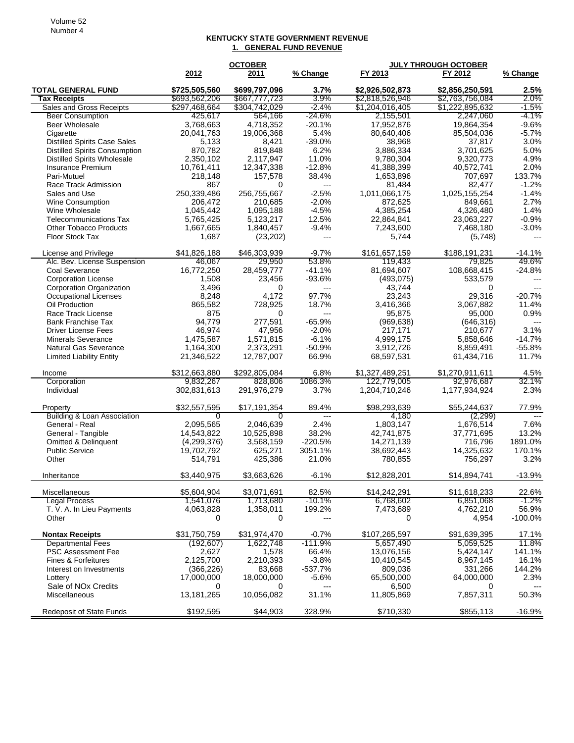# KENTUCKY STATE GOVERNMENT REVENUE

## 1. GENERAL FUND REVENUE

| | OCTOBER | | | JULY THROUGH OCTOBER | | |
|---|---|---|---|---|---|---|
| | 2012 | 2011 | % Change | FY 2013 | FY 2012 | % Change |
| **TOTAL GENERAL FUND** | **$725,505,560** | **$699,797,096** | **3.7%** | **$2,926,502,873** | **$2,856,250,591** | **2.5%** |
| **Tax Receipts** | $693,562,206 | $667,777,723 | 3.9% | $2,818,526,946 | $2,763,756,084 | 2.0% |
| Sales and Gross Receipts | $297,468,664 | $304,742,029 | -2.4% | $1,204,016,405 | $1,222,895,632 | -1.5% |
| Beer Consumption | 425,617 | 564,166 | -24.6% | 2,155,501 | 2,247,060 | -4.1% |
| Beer Wholesale | 3,768,663 | 4,718,352 | -20.1% | 17,952,876 | 19,864,354 | -9.6% |
| Cigarette | 20,041,763 | 19,006,368 | 5.4% | 80,640,406 | 85,504,036 | -5.7% |
| Distilled Spirits Case Sales | 5,133 | 8,421 | -39.0% | 38,968 | 37,817 | 3.0% |
| Distilled Spirits Consumption | 870,782 | 819,848 | 6.2% | 3,886,334 | 3,701,625 | 5.0% |
| Distilled Spirits Wholesale | 2,350,102 | 2,117,947 | 11.0% | 9,780,304 | 9,320,773 | 4.9% |
| Insurance Premium | 10,761,411 | 12,347,338 | -12.8% | 41,388,399 | 40,572,741 | 2.0% |
| Pari-Mutuel | 218,148 | 157,578 | 38.4% | 1,653,896 | 707,697 | 133.7% |
| Race Track Admission | 867 | 0 | --- | 81,484 | 82,477 | -1.2% |
| Sales and Use | 250,339,486 | 256,755,667 | -2.5% | 1,011,066,175 | 1,025,155,254 | -1.4% |
| Wine Consumption | 206,472 | 210,685 | -2.0% | 872,625 | 849,661 | 2.7% |
| Wine Wholesale | 1,045,442 | 1,095,188 | -4.5% | 4,385,254 | 4,326,480 | 1.4% |
| Telecommunications Tax | 5,765,425 | 5,123,217 | 12.5% | 22,864,841 | 23,063,227 | -0.9% |
| Other Tobacco Products | 1,667,665 | 1,840,457 | -9.4% | 7,243,600 | 7,468,180 | -3.0% |
| Floor Stock Tax | 1,687 | (23,202) | --- | 5,744 | (5,748) | --- |
| License and Privilege | $41,826,188 | $46,303,939 | -9.7% | $161,657,159 | $188,191,231 | -14.1% |
| Alc. Bev. License Suspension | 46,067 | 29,950 | 53.8% | 119,433 | 79,825 | 49.6% |
| Coal Severance | 16,772,250 | 28,459,777 | -41.1% | 81,694,607 | 108,668,415 | -24.8% |
| Corporation License | 1,508 | 23,456 | -93.6% | (493,075) | 533,579 | --- |
| Corporation Organization | 3,496 | 0 | --- | 43,744 | 0 | --- |
| Occupational Licenses | 8,248 | 4,172 | 97.7% | 23,243 | 29,316 | -20.7% |
| Oil Production | 865,582 | 728,925 | 18.7% | 3,416,366 | 3,067,882 | 11.4% |
| Race Track License | 875 | 0 | --- | 95,875 | 95,000 | 0.9% |
| Bank Franchise Tax | 94,779 | 277,591 | -65.9% | (969,638) | (646,316) | --- |
| Driver License Fees | 46,974 | 47,956 | -2.0% | 217,171 | 210,677 | 3.1% |
| Minerals Severance | 1,475,587 | 1,571,815 | -6.1% | 4,999,175 | 5,858,646 | -14.7% |
| Natural Gas Severance | 1,164,300 | 2,373,291 | -50.9% | 3,912,726 | 8,859,491 | -55.8% |
| Limited Liability Entity | 21,346,522 | 12,787,007 | 66.9% | 68,597,531 | 61,434,716 | 11.7% |
| Income | $312,663,880 | $292,805,084 | 6.8% | $1,327,489,251 | $1,270,911,611 | 4.5% |
| Corporation | 9,832,267 | 828,806 | 1086.3% | 122,779,005 | 92,976,687 | 32.1% |
| Individual | 302,831,613 | 291,976,279 | 3.7% | 1,204,710,246 | 1,177,934,924 | 2.3% |
| Property | $32,557,595 | $17,191,354 | 89.4% | $98,293,639 | $55,244,637 | 77.9% |
| Building & Loan Association | 0 | 0 | --- | 4,180 | (2,299) | --- |
| General - Real | 2,095,565 | 2,046,639 | 2.4% | 1,803,147 | 1,676,514 | 7.6% |
| General - Tangible | 14,543,822 | 10,525,898 | 38.2% | 42,741,875 | 37,771,695 | 13.2% |
| Omitted & Delinquent | (4,299,376) | 3,568,159 | -220.5% | 14,271,139 | 716,796 | 1891.0% |
| Public Service | 19,702,792 | 625,271 | 3051.1% | 38,692,443 | 14,325,632 | 170.1% |
| Other | 514,791 | 425,386 | 21.0% | 780,855 | 756,297 | 3.2% |
| Inheritance | $3,440,975 | $3,663,626 | -6.1% | $12,828,201 | $14,894,741 | -13.9% |
| Miscellaneous | $5,604,904 | $3,071,691 | 82.5% | $14,242,291 | $11,618,233 | 22.6% |
| Legal Process | 1,541,076 | 1,713,680 | -10.1% | 6,768,602 | 6,851,068 | -1.2% |
| T. V. A. In Lieu Payments | 4,063,828 | 1,358,011 | 199.2% | 7,473,689 | 4,762,210 | 56.9% |
| Other | 0 | 0 | --- | 0 | 4,954 | -100.0% |
| **Nontax Receipts** | $31,750,759 | $31,974,470 | -0.7% | $107,265,597 | $91,639,395 | 17.1% |
| Departmental Fees | (192,607) | 1,622,748 | -111.9% | 5,657,490 | 5,059,525 | 11.8% |
| PSC Assessment Fee | 2,627 | 1,578 | 66.4% | 13,076,156 | 5,424,147 | 141.1% |
| Fines & Forfeitures | 2,125,700 | 2,210,393 | -3.8% | 10,410,545 | 8,967,145 | 16.1% |
| Interest on Investments | (366,226) | 83,668 | -537.7% | 809,036 | 331,266 | 144.2% |
| Lottery | 17,000,000 | 18,000,000 | -5.6% | 65,500,000 | 64,000,000 | 2.3% |
| Sale of NOx Credits | 0 | 0 | --- | 6,500 | 0 | --- |
| Miscellaneous | 13,181,265 | 10,056,082 | 31.1% | 11,805,869 | 7,857,311 | 50.3% |
| Redeposit of State Funds | $192,595 | $44,903 | 328.9% | $710,330 | $855,113 | -16.9% |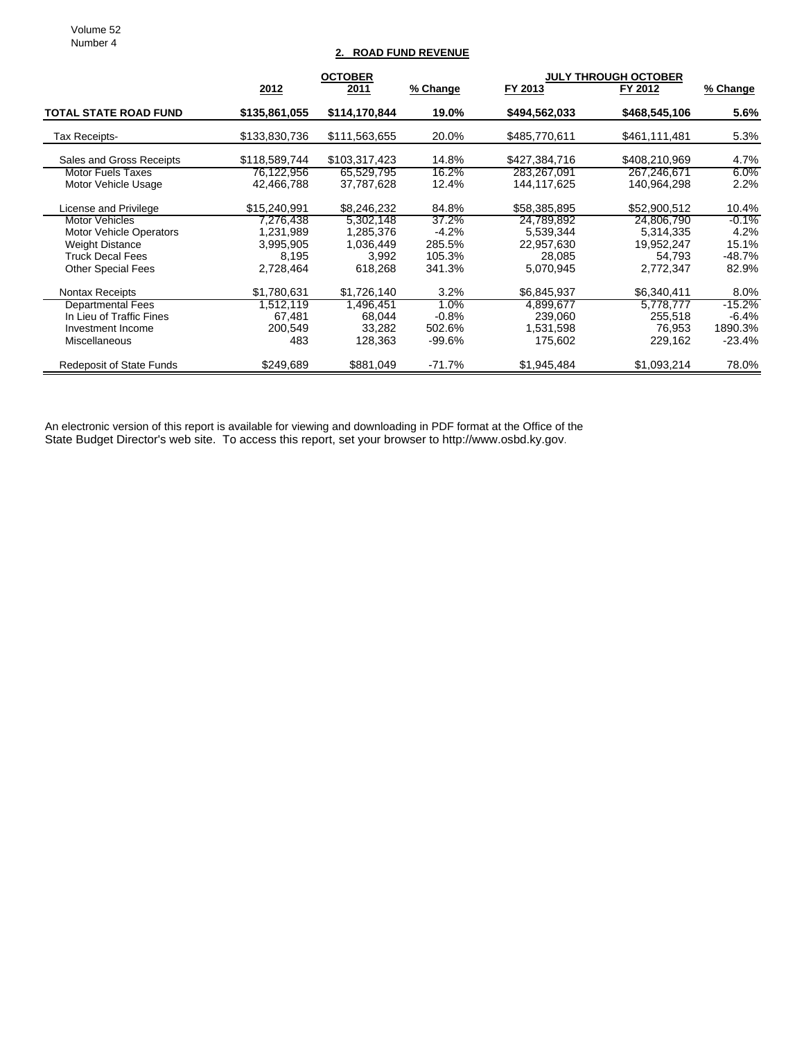## 2. ROAD FUND REVENUE

| | OCTOBER | | | JULY THROUGH OCTOBER | | |
|---|---|---|---|---|---|---|
| | 2012 | 2011 | % Change | FY 2013 | FY 2012 | % Change |
| **TOTAL STATE ROAD FUND** | **$135,861,055** | **$114,170,844** | **19.0%** | **$494,562,033** | **$468,545,106** | **5.6%** |
| Tax Receipts- | $133,830,736 | $111,563,655 | 20.0% | $485,770,611 | $461,111,481 | 5.3% |
| Sales and Gross Receipts | $118,589,744 | $103,317,423 | 14.8% | $427,384,716 | $408,210,969 | 4.7% |
| Motor Fuels Taxes | 76,122,956 | 65,529,795 | 16.2% | 283,267,091 | 267,246,671 | 6.0% |
| Motor Vehicle Usage | 42,466,788 | 37,787,628 | 12.4% | 144,117,625 | 140,964,298 | 2.2% |
| License and Privilege | $15,240,991 | $8,246,232 | 84.8% | $58,385,895 | $52,900,512 | 10.4% |
| Motor Vehicles | 7,276,438 | 5,302,148 | 37.2% | 24,789,892 | 24,806,790 | -0.1% |
| Motor Vehicle Operators | 1,231,989 | 1,285,376 | -4.2% | 5,539,344 | 5,314,335 | 4.2% |
| Weight Distance | 3,995,905 | 1,036,449 | 285.5% | 22,957,630 | 19,952,247 | 15.1% |
| Truck Decal Fees | 8,195 | 3,992 | 105.3% | 28,085 | 54,793 | -48.7% |
| Other Special Fees | 2,728,464 | 618,268 | 341.3% | 5,070,945 | 2,772,347 | 82.9% |
| Nontax Receipts | $1,780,631 | $1,726,140 | 3.2% | $6,845,937 | $6,340,411 | 8.0% |
| Departmental Fees | 1,512,119 | 1,496,451 | 1.0% | 4,899,677 | 5,778,777 | -15.2% |
| In Lieu of Traffic Fines | 67,481 | 68,044 | -0.8% | 239,060 | 255,518 | -6.4% |
| Investment Income | 200,549 | 33,282 | 502.6% | 1,531,598 | 76,953 | 1890.3% |
| Miscellaneous | 483 | 128,363 | -99.6% | 175,602 | 229,162 | -23.4% |
| Redeposit of State Funds | $249,689 | $881,049 | -71.7% | $1,945,484 | $1,093,214 | 78.0% |

An electronic version of this report is available for viewing and downloading in PDF format at the Office of the State Budget Director's web site. To access this report, set your browser to http://www.osbd.ky.gov.